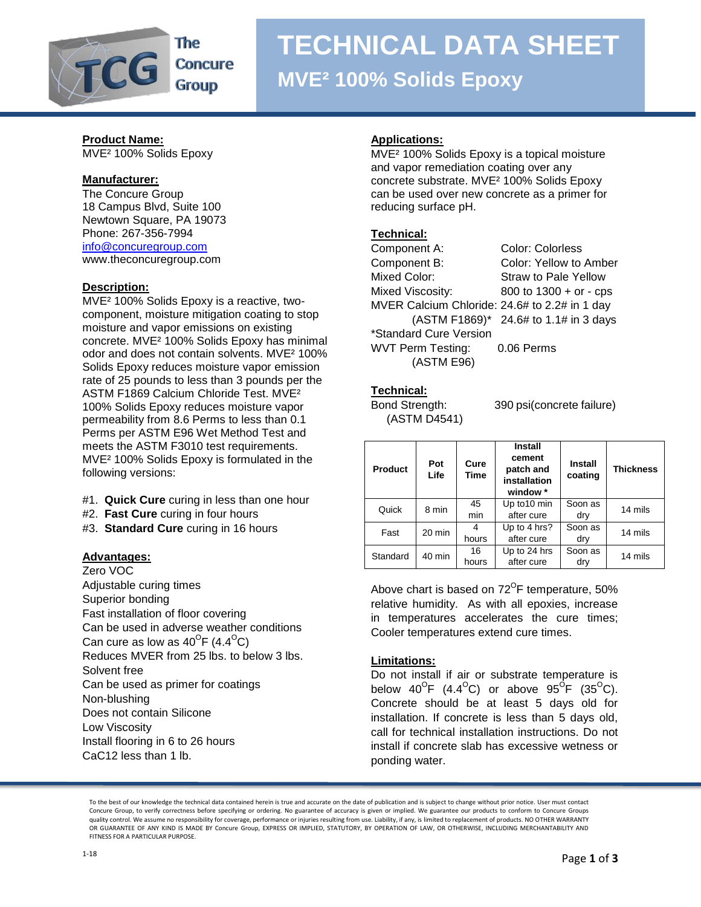# TECHNICAL DATA SHEET

## MVE² 100% Solids Epoxy

**Product Name:**
MVE² 100% Solids Epoxy

**Manufacturer:**
The Concure Group
18 Campus Blvd, Suite 100
Newtown Square, PA 19073
Phone: 267-356-7994
info@concuregroup.com
www.theconcuregroup.com

**Description:**
MVE² 100% Solids Epoxy is a reactive, two-component, moisture mitigation coating to stop moisture and vapor emissions on existing concrete. MVE² 100% Solids Epoxy has minimal odor and does not contain solvents. MVE² 100% Solids Epoxy reduces moisture vapor emission rate of 25 pounds to less than 3 pounds per the ASTM F1869 Calcium Chloride Test. MVE² 100% Solids Epoxy reduces moisture vapor permeability from 8.6 Perms to less than 0.1 Perms per ASTM E96 Wet Method Test and meets the ASTM F3010 test requirements. MVE² 100% Solids Epoxy is formulated in the following versions:

#1. **Quick Cure** curing in less than one hour
#2. **Fast Cure** curing in four hours
#3. **Standard Cure** curing in 16 hours

**Advantages:**
Zero VOC
Adjustable curing times
Superior bonding
Fast installation of floor covering
Can be used in adverse weather conditions
Can cure as low as 40°F (4.4°C)
Reduces MVER from 25 lbs. to below 3 lbs.
Solvent free
Can be used as primer for coatings
Non-blushing
Does not contain Silicone
Low Viscosity
Install flooring in 6 to 26 hours
CaC12 less than 1 lb.

**Applications:**
MVE² 100% Solids Epoxy is a topical moisture and vapor remediation coating over any concrete substrate. MVE² 100% Solids Epoxy can be used over new concrete as a primer for reducing surface pH.

**Technical:**

| | |
|---|---|
| Component A: | Color: Colorless |
| Component B: | Color: Yellow to Amber |
| Mixed Color: | Straw to Pale Yellow |
| Mixed Viscosity: | 800 to 1300 + or - cps |
| MVER Calcium Chloride: (ASTM F1869)* | 24.6# to 2.2# in 1 day; 24.6# to 1.1# in 3 days |
| *Standard Cure Version | |
| WVT Perm Testing: (ASTM E96) | 0.06 Perms |

**Technical:**
Bond Strength: (ASTM D4541) — 390 psi(concrete failure)

| Product | Pot Life | Cure Time | Install cement patch and installation window * | Install coating | Thickness |
|---|---|---|---|---|---|
| Quick | 8 min | 45 min | Up to10 min after cure | Soon as dry | 14 mils |
| Fast | 20 min | 4 hours | Up to 4 hrs? after cure | Soon as dry | 14 mils |
| Standard | 40 min | 16 hours | Up to 24 hrs after cure | Soon as dry | 14 mils |

Above chart is based on 72°F temperature, 50% relative humidity. As with all epoxies, increase in temperatures accelerates the cure times; Cooler temperatures extend cure times.

**Limitations:**
Do not install if air or substrate temperature is below 40°F (4.4°C) or above 95°F (35°C). Concrete should be at least 5 days old for installation. If concrete is less than 5 days old, call for technical installation instructions. Do not install if concrete slab has excessive wetness or ponding water.

To the best of our knowledge the technical data contained herein is true and accurate on the date of publication and is subject to change without prior notice. User must contact Concure Group, to verify correctness before specifying or ordering. No guarantee of accuracy is given or implied. We guarantee our products to conform to Concure Groups quality control. We assume no responsibility for coverage, performance or injuries resulting from use. Liability, if any, is limited to replacement of products. NO OTHER WARRANTY OR GUARANTEE OF ANY KIND IS MADE BY Concure Group, EXPRESS OR IMPLIED, STATUTORY, BY OPERATION OF LAW, OR OTHERWISE, INCLUDING MERCHANTABILITY AND FITNESS FOR A PARTICULAR PURPOSE.

1-18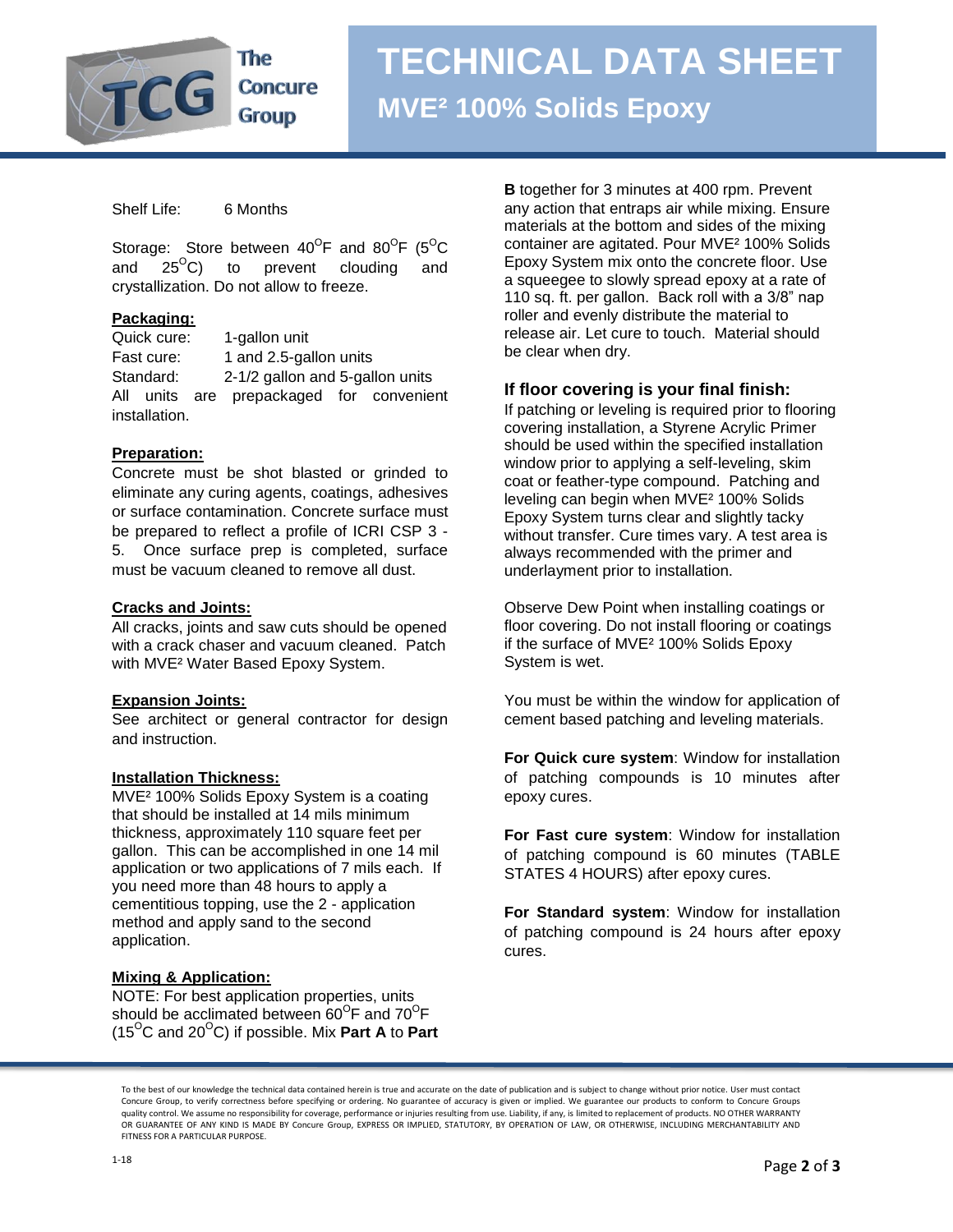# TECHNICAL DATA SHEET

## MVE² 100% Solids Epoxy

Shelf Life: 6 Months

Storage: Store between 40°F and 80°F (5°C and 25°C) to prevent clouding and crystallization. Do not allow to freeze.

**Packaging:**

Quick cure: 1-gallon unit
Fast cure: 1 and 2.5-gallon units
Standard: 2-1/2 gallon and 5-gallon units
All units are prepackaged for convenient installation.

**Preparation:**

Concrete must be shot blasted or grinded to eliminate any curing agents, coatings, adhesives or surface contamination. Concrete surface must be prepared to reflect a profile of ICRI CSP 3 - 5. Once surface prep is completed, surface must be vacuum cleaned to remove all dust.

**Cracks and Joints:**

All cracks, joints and saw cuts should be opened with a crack chaser and vacuum cleaned. Patch with MVE² Water Based Epoxy System.

**Expansion Joints:**

See architect or general contractor for design and instruction.

**Installation Thickness:**

MVE² 100% Solids Epoxy System is a coating that should be installed at 14 mils minimum thickness, approximately 110 square feet per gallon. This can be accomplished in one 14 mil application or two applications of 7 mils each. If you need more than 48 hours to apply a cementitious topping, use the 2 - application method and apply sand to the second application.

**Mixing & Application:**

NOTE: For best application properties, units should be acclimated between 60°F and 70°F (15°C and 20°C) if possible. Mix **Part A** to **Part B** together for 3 minutes at 400 rpm. Prevent any action that entraps air while mixing. Ensure materials at the bottom and sides of the mixing container are agitated. Pour MVE² 100% Solids Epoxy System mix onto the concrete floor. Use a squeegee to slowly spread epoxy at a rate of 110 sq. ft. per gallon. Back roll with a 3/8" nap roller and evenly distribute the material to release air. Let cure to touch. Material should be clear when dry.

### If floor covering is your final finish:

If patching or leveling is required prior to flooring covering installation, a Styrene Acrylic Primer should be used within the specified installation window prior to applying a self-leveling, skim coat or feather-type compound. Patching and leveling can begin when MVE² 100% Solids Epoxy System turns clear and slightly tacky without transfer. Cure times vary. A test area is always recommended with the primer and underlayment prior to installation.

Observe Dew Point when installing coatings or floor covering. Do not install flooring or coatings if the surface of MVE² 100% Solids Epoxy System is wet.

You must be within the window for application of cement based patching and leveling materials.

**For Quick cure system**: Window for installation of patching compounds is 10 minutes after epoxy cures.

**For Fast cure system**: Window for installation of patching compound is 60 minutes (TABLE STATES 4 HOURS) after epoxy cures.

**For Standard system**: Window for installation of patching compound is 24 hours after epoxy cures.

To the best of our knowledge the technical data contained herein is true and accurate on the date of publication and is subject to change without prior notice. User must contact Concure Group, to verify correctness before specifying or ordering. No guarantee of accuracy is given or implied. We guarantee our products to conform to Concure Groups quality control. We assume no responsibility for coverage, performance or injuries resulting from use. Liability, if any, is limited to replacement of products. NO OTHER WARRANTY OR GUARANTEE OF ANY KIND IS MADE BY Concure Group, EXPRESS OR IMPLIED, STATUTORY, BY OPERATION OF LAW, OR OTHERWISE, INCLUDING MERCHANTABILITY AND FITNESS FOR A PARTICULAR PURPOSE.

1-18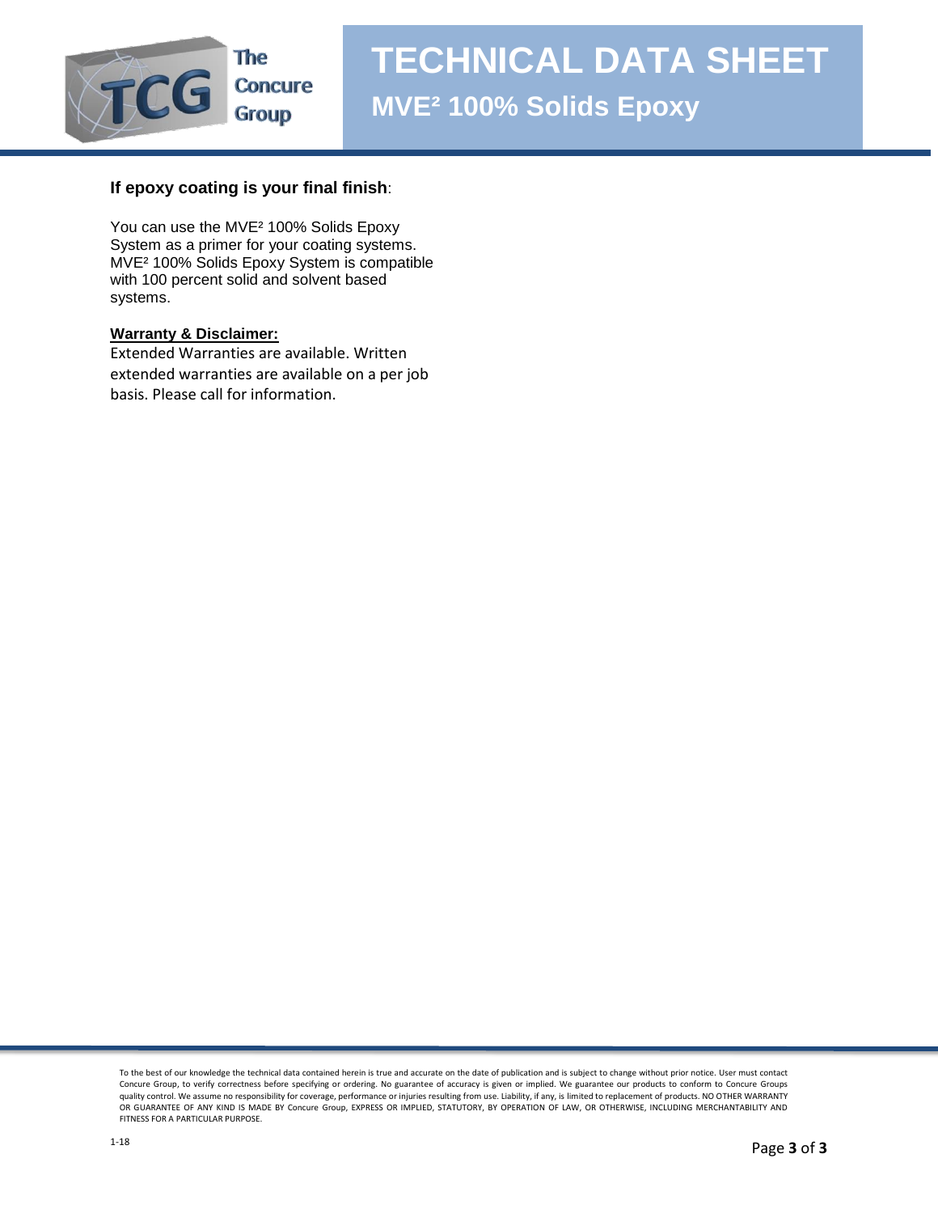**If epoxy coating is your final finish**:

You can use the MVE² 100% Solids Epoxy System as a primer for your coating systems. MVE² 100% Solids Epoxy System is compatible with 100 percent solid and solvent based systems.

**Warranty & Disclaimer:**

Extended Warranties are available. Written extended warranties are available on a per job basis. Please call for information.

To the best of our knowledge the technical data contained herein is true and accurate on the date of publication and is subject to change without prior notice. User must contact Concure Group, to verify correctness before specifying or ordering. No guarantee of accuracy is given or implied. We guarantee our products to conform to Concure Groups quality control. We assume no responsibility for coverage, performance or injuries resulting from use. Liability, if any, is limited to replacement of products. NO OTHER WARRANTY OR GUARANTEE OF ANY KIND IS MADE BY Concure Group, EXPRESS OR IMPLIED, STATUTORY, BY OPERATION OF LAW, OR OTHERWISE, INCLUDING MERCHANTABILITY AND FITNESS FOR A PARTICULAR PURPOSE.

1-18